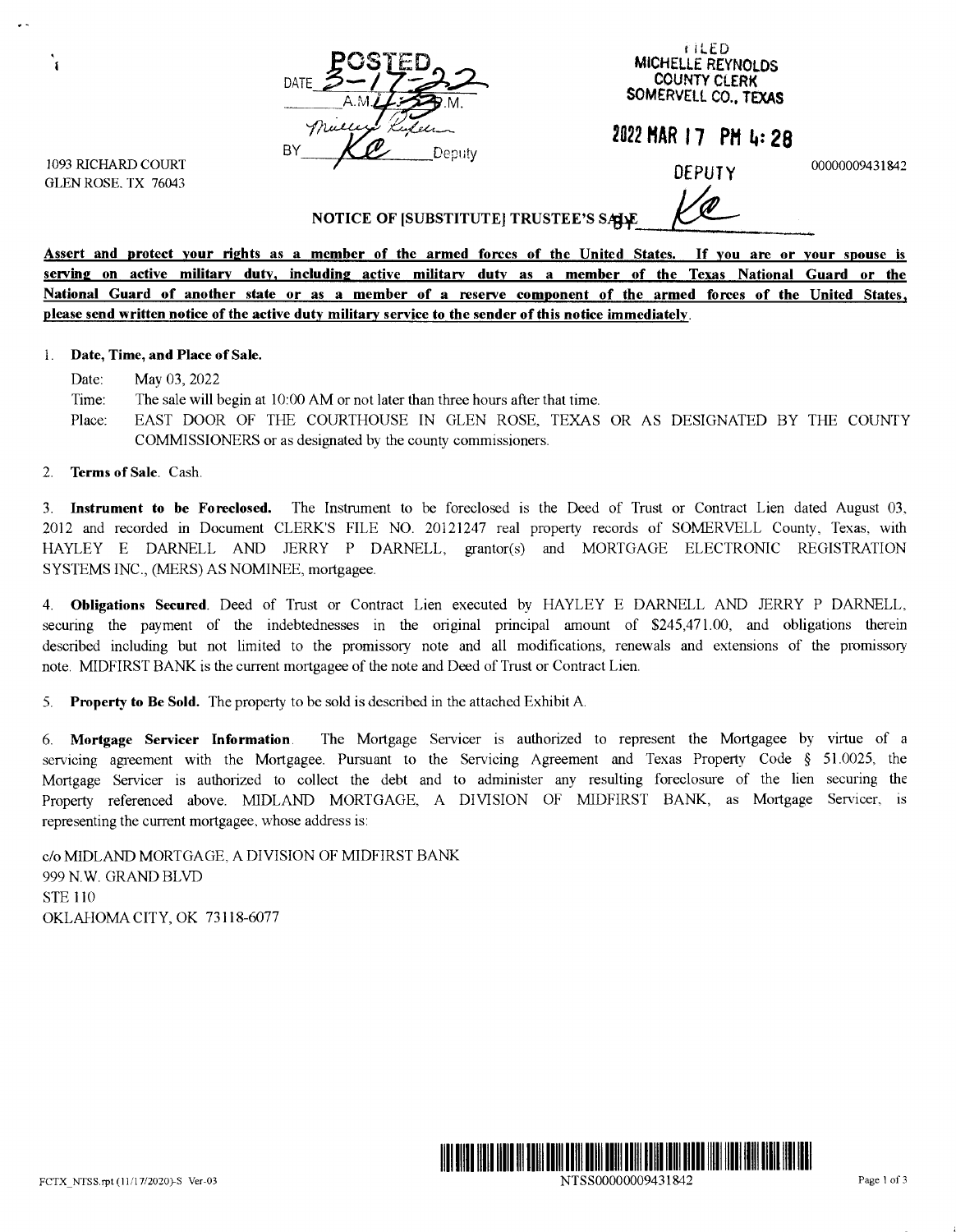POSTED
DATE 3-17-22
A.M. 4:33 P.M.
BY KR Deputy

FILED
MICHELLE REYNOLDS
COUNTY CLERK
SOMERVELL CO., TEXAS

2022 MAR 17 PM 4:28

DEPUTY

1093 RICHARD COURT
GLEN ROSE, TX 76043

00000009431842

## NOTICE OF [SUBSTITUTE] TRUSTEE'S SALE

**Assert and protect your rights as a member of the armed forces of the United States. If you are or your spouse is serving on active military duty, including active military duty as a member of the Texas National Guard or the National Guard of another state or as a member of a reserve component of the armed forces of the United States, please send written notice of the active duty military service to the sender of this notice immediately.**

1. **Date, Time, and Place of Sale.**

   Date: May 03, 2022

   Time: The sale will begin at 10:00 AM or not later than three hours after that time.

   Place: EAST DOOR OF THE COURTHOUSE IN GLEN ROSE, TEXAS OR AS DESIGNATED BY THE COUNTY COMMISSIONERS or as designated by the county commissioners.

2. **Terms of Sale.** Cash.

3. **Instrument to be Foreclosed.** The Instrument to be foreclosed is the Deed of Trust or Contract Lien dated August 03, 2012 and recorded in Document CLERK'S FILE NO. 20121247 real property records of SOMERVELL County, Texas, with HAYLEY E DARNELL AND JERRY P DARNELL, grantor(s) and MORTGAGE ELECTRONIC REGISTRATION SYSTEMS INC., (MERS) AS NOMINEE, mortgagee.

4. **Obligations Secured.** Deed of Trust or Contract Lien executed by HAYLEY E DARNELL AND JERRY P DARNELL, securing the payment of the indebtednesses in the original principal amount of $245,471.00, and obligations therein described including but not limited to the promissory note and all modifications, renewals and extensions of the promissory note. MIDFIRST BANK is the current mortgagee of the note and Deed of Trust or Contract Lien.

5. **Property to Be Sold.** The property to be sold is described in the attached Exhibit A.

6. **Mortgage Servicer Information.** The Mortgage Servicer is authorized to represent the Mortgagee by virtue of a servicing agreement with the Mortgagee. Pursuant to the Servicing Agreement and Texas Property Code § 51.0025, the Mortgage Servicer is authorized to collect the debt and to administer any resulting foreclosure of the lien securing the Property referenced above. MIDLAND MORTGAGE, A DIVISION OF MIDFIRST BANK, as Mortgage Servicer, is representing the current mortgagee, whose address is:

c/o MIDLAND MORTGAGE, A DIVISION OF MIDFIRST BANK
999 N.W. GRAND BLVD
STE 110
OKLAHOMA CITY, OK 73118-6077

FCTX_NTSS.rpt (11/17/2020)-S Ver-03

NTSS00000009431842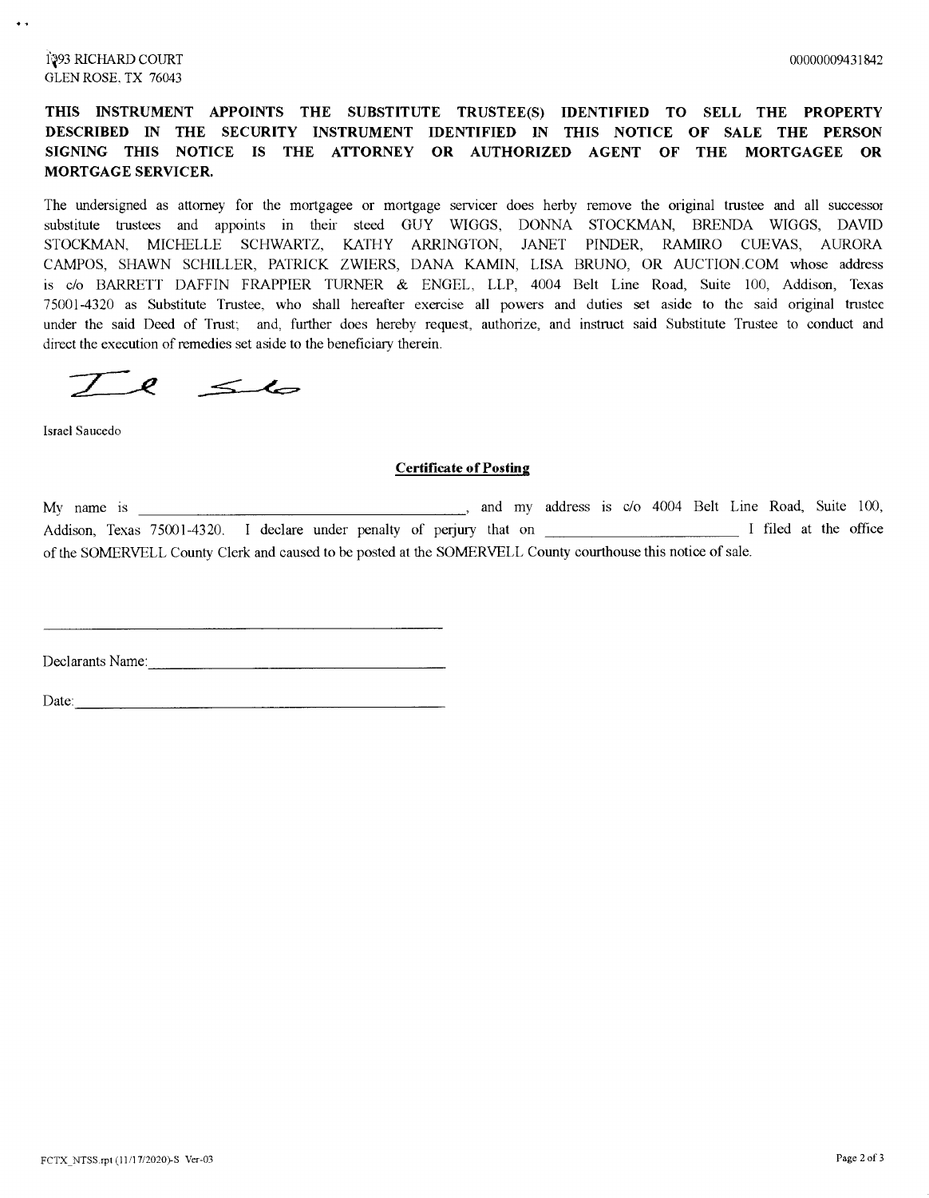1393 RICHARD COURT
GLEN ROSE, TX 76043

00000009431842

**THIS INSTRUMENT APPOINTS THE SUBSTITUTE TRUSTEE(S) IDENTIFIED TO SELL THE PROPERTY DESCRIBED IN THE SECURITY INSTRUMENT IDENTIFIED IN THIS NOTICE OF SALE THE PERSON SIGNING THIS NOTICE IS THE ATTORNEY OR AUTHORIZED AGENT OF THE MORTGAGEE OR MORTGAGE SERVICER.**

The undersigned as attorney for the mortgagee or mortgage servicer does herby remove the original trustee and all successor substitute trustees and appoints in their steed GUY WIGGS, DONNA STOCKMAN, BRENDA WIGGS, DAVID STOCKMAN, MICHELLE SCHWARTZ, KATHY ARRINGTON, JANET PINDER, RAMIRO CUEVAS, AURORA CAMPOS, SHAWN SCHILLER, PATRICK ZWIERS, DANA KAMIN, LISA BRUNO, OR AUCTION.COM whose address is c/o BARRETT DAFFIN FRAPPIER TURNER & ENGEL, LLP, 4004 Belt Line Road, Suite 100, Addison, Texas 75001-4320 as Substitute Trustee, who shall hereafter exercise all powers and duties set aside to the said original trustee under the said Deed of Trust; and, further does hereby request, authorize, and instruct said Substitute Trustee to conduct and direct the execution of remedies set aside to the beneficiary therein.

Israel Saucedo

**Certificate of Posting**

My name is ______________________________, and my address is c/o 4004 Belt Line Road, Suite 100, Addison, Texas 75001-4320. I declare under penalty of perjury that on ____________________ I filed at the office of the SOMERVELL County Clerk and caused to be posted at the SOMERVELL County courthouse this notice of sale.

______________________________

Declarants Name: ______________________________

Date: ______________________________

FCTX_NTSS.rpt (11/17/2020)-S Ver-03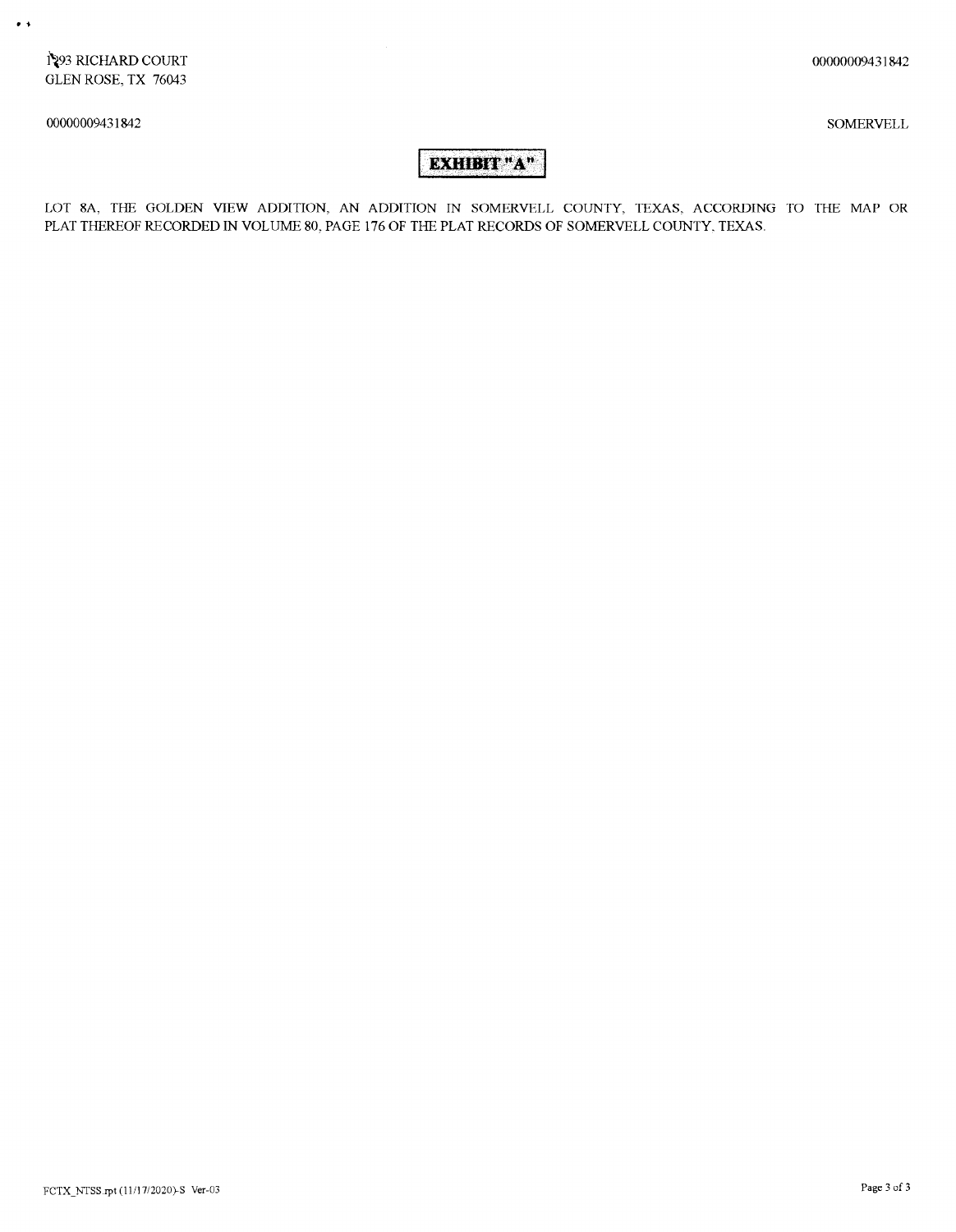1?93 RICHARD COURT
GLEN ROSE, TX 76043

00000009431842

00000009431842

SOMERVELL

# EXHIBIT "A"

LOT 8A, THE GOLDEN VIEW ADDITION, AN ADDITION IN SOMERVELL COUNTY, TEXAS, ACCORDING TO THE MAP OR PLAT THEREOF RECORDED IN VOLUME 80, PAGE 176 OF THE PLAT RECORDS OF SOMERVELL COUNTY, TEXAS.

FCTX_NTSS.rpt (11/17/2020)-S Ver-03